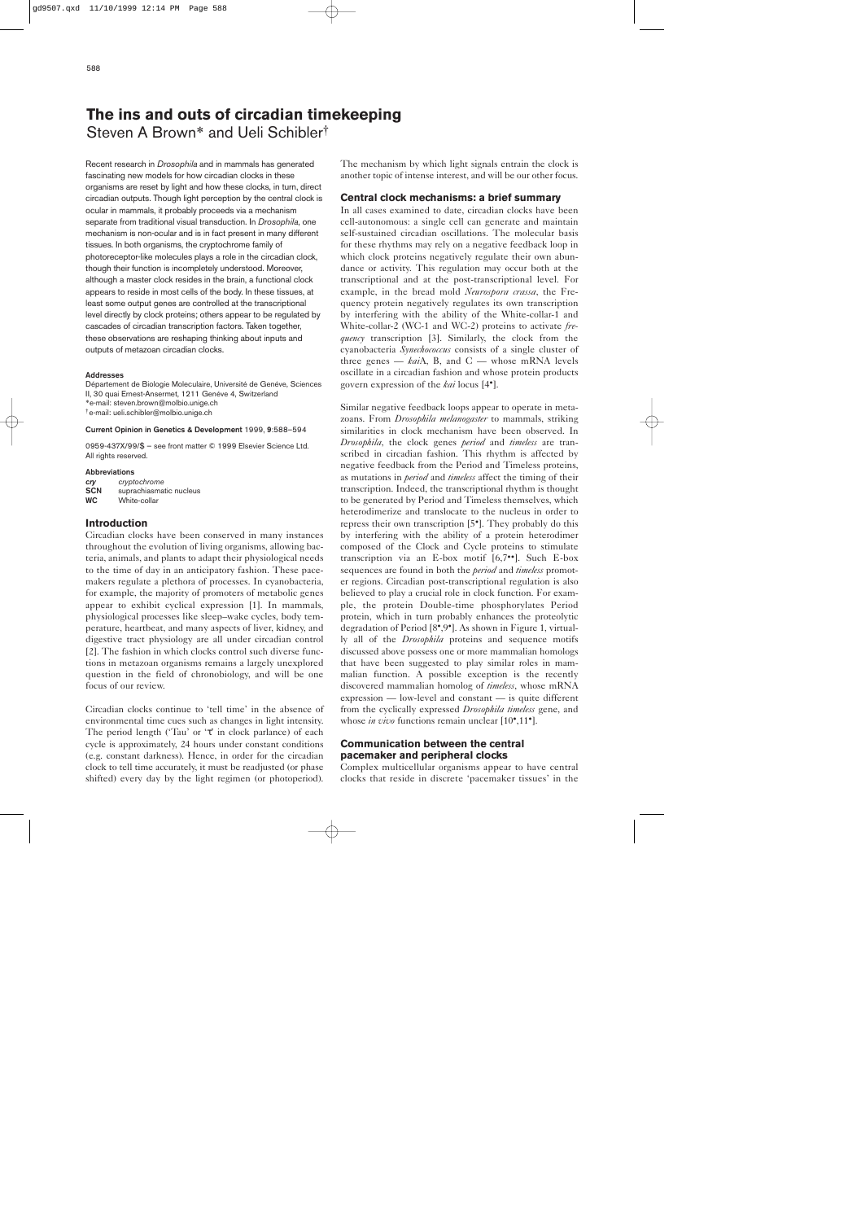# The ins and outs of circadian timekeeping

Steven A Brown* and Ueli Schibler†

Recent research in *Drosophila* and in mammals has generated fascinating new models for how circadian clocks in these organisms are reset by light and how these clocks, in turn, direct circadian outputs. Though light perception by the central clock is ocular in mammals, it probably proceeds via a mechanism separate from traditional visual transduction. In *Drosophila*, one mechanism is non-ocular and is in fact present in many different tissues. In both organisms, the cryptochrome family of photoreceptor-like molecules plays a role in the circadian clock, though their function is incompletely understood. Moreover, although a master clock resides in the brain, a functional clock appears to reside in most cells of the body. In these tissues, at least some output genes are controlled at the transcriptional level directly by clock proteins; others appear to be regulated by cascades of circadian transcription factors. Taken together, these observations are reshaping thinking about inputs and outputs of metazoan circadian clocks.

#### Addresses

Département de Biologie Moleculaire, Université de Genéve, Sciences II, 30 quai Ernest-Ansermet, 1211 Genéve 4, Switzerland
*e-mail: steven.brown@molbio.unige.ch
†e-mail: ueli.schibler@molbio.unige.ch

**Current Opinion in Genetics & Development** 1999, **9**:588–594

0959-437X/99/$ — see front matter © 1999 Elsevier Science Ltd. All rights reserved.

#### Abbreviations

| | |
|---|---|
| ***cry*** | cryptochrome |
| **SCN** | suprachiasmatic nucleus |
| **WC** | White-collar |

## Introduction

Circadian clocks have been conserved in many instances throughout the evolution of living organisms, allowing bacteria, animals, and plants to adapt their physiological needs to the time of day in an anticipatory fashion. These pacemakers regulate a plethora of processes. In cyanobacteria, for example, the majority of promoters of metabolic genes appear to exhibit cyclical expression [1]. In mammals, physiological processes like sleep–wake cycles, body temperature, heartbeat, and many aspects of liver, kidney, and digestive tract physiology are all under circadian control [2]. The fashion in which clocks control such diverse functions in metazoan organisms remains a largely unexplored question in the field of chronobiology, and will be one focus of our review.

Circadian clocks continue to 'tell time' in the absence of environmental time cues such as changes in light intensity. The period length ('Tau' or '$\tau$' in clock parlance) of each cycle is approximately, 24 hours under constant conditions (e.g. constant darkness). Hence, in order for the circadian clock to tell time accurately, it must be readjusted (or phase shifted) every day by the light regimen (or photoperiod). The mechanism by which light signals entrain the clock is another topic of intense interest, and will be our other focus.

## Central clock mechanisms: a brief summary

In all cases examined to date, circadian clocks have been cell-autonomous: a single cell can generate and maintain self-sustained circadian oscillations. The molecular basis for these rhythms may rely on a negative feedback loop in which clock proteins negatively regulate their own abundance or activity. This regulation may occur both at the transcriptional and at the post-transcriptional level. For example, in the bread mold *Neurospora crassa*, the Frequency protein negatively regulates its own transcription by interfering with the ability of the White-collar-1 and White-collar-2 (WC-1 and WC-2) proteins to activate *frequency* transcription [3]. Similarly, the clock from the cyanobacteria *Synechococcus* consists of a single cluster of three genes — *kai*A, B, and C — whose mRNA levels oscillate in a circadian fashion and whose protein products govern expression of the *kai* locus [4•].

Similar negative feedback loops appear to operate in metazoans. From *Drosophila melanogaster* to mammals, striking similarities in clock mechanism have been observed. In *Drosophila*, the clock genes *period* and *timeless* are transcribed in circadian fashion. This rhythm is affected by negative feedback from the Period and Timeless proteins, as mutations in *period* and *timeless* affect the timing of their transcription. Indeed, the transcriptional rhythm is thought to be generated by Period and Timeless themselves, which heterodimerize and translocate to the nucleus in order to repress their own transcription [5•]. They probably do this by interfering with the ability of a protein heterodimer composed of the Clock and Cycle proteins to stimulate transcription via an E-box motif [6,7••]. Such E-box sequences are found in both the *period* and *timeless* promoter regions. Circadian post-transcriptional regulation is also believed to play a crucial role in clock function. For example, the protein Double-time phosphorylates Period protein, which in turn probably enhances the proteolytic degradation of Period [8•,9•]. As shown in Figure 1, virtually all of the *Drosophila* proteins and sequence motifs discussed above possess one or more mammalian homologs that have been suggested to play similar roles in mammalian function. A possible exception is the recently discovered mammalian homolog of *timeless*, whose mRNA expression — low-level and constant — is quite different from the cyclically expressed *Drosophila timeless* gene, and whose *in vivo* functions remain unclear [10•,11•].

## Communication between the central pacemaker and peripheral clocks

Complex multicellular organisms appear to have central clocks that reside in discrete 'pacemaker tissues' in the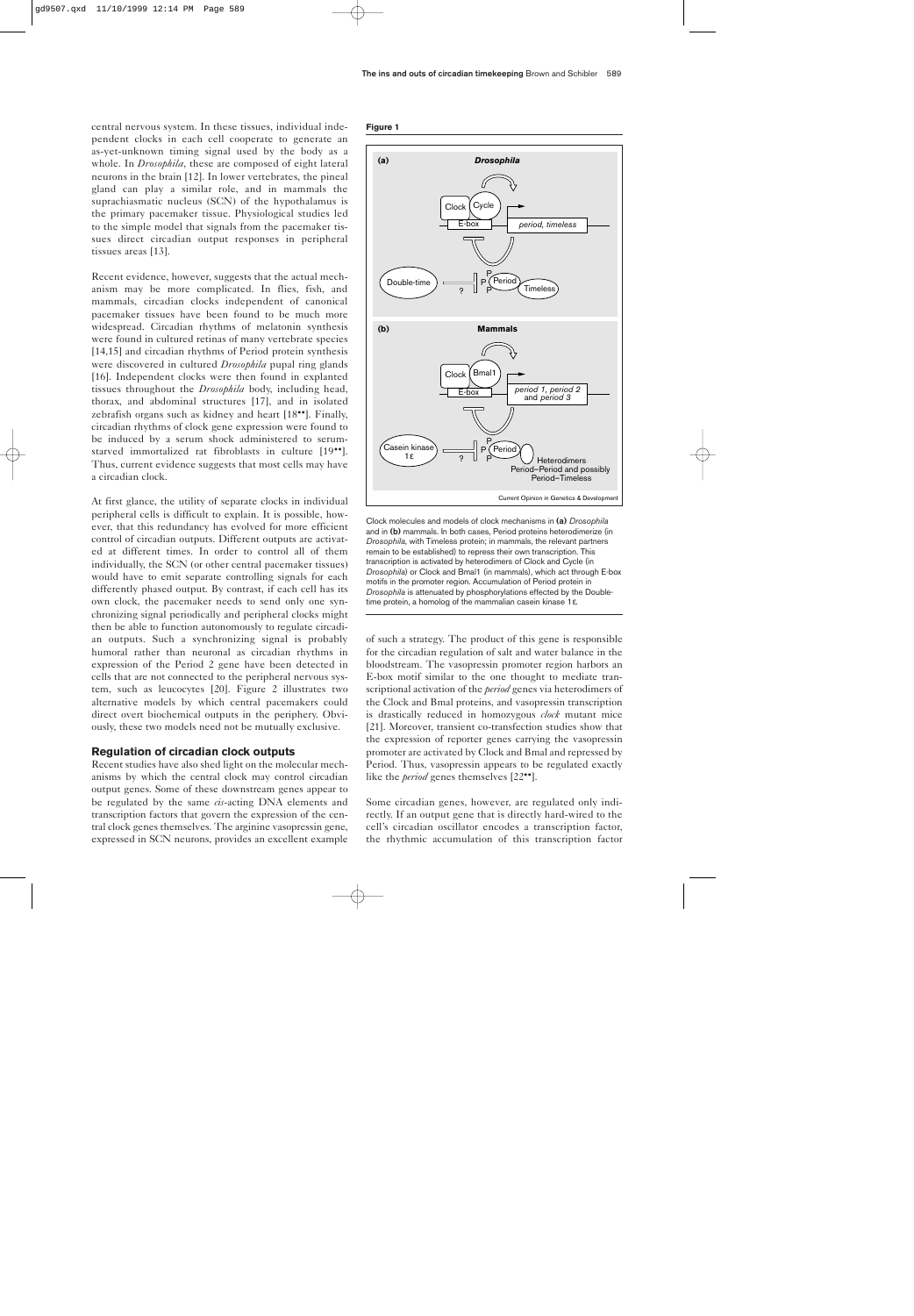central nervous system. In these tissues, individual independent clocks in each cell cooperate to generate an as-yet-unknown timing signal used by the body as a whole. In *Drosophila*, these are composed of eight lateral neurons in the brain [12]. In lower vertebrates, the pineal gland can play a similar role, and in mammals the suprachiasmatic nucleus (SCN) of the hypothalamus is the primary pacemaker tissue. Physiological studies led to the simple model that signals from the pacemaker tissues direct circadian output responses in peripheral tissues areas [13].

Recent evidence, however, suggests that the actual mechanism may be more complicated. In flies, fish, and mammals, circadian clocks independent of canonical pacemaker tissues have been found to be much more widespread. Circadian rhythms of melatonin synthesis were found in cultured retinas of many vertebrate species [14,15] and circadian rhythms of Period protein synthesis were discovered in cultured *Drosophila* pupal ring glands [16]. Independent clocks were then found in explanted tissues throughout the *Drosophila* body, including head, thorax, and abdominal structures [17], and in isolated zebrafish organs such as kidney and heart [18••]. Finally, circadian rhythms of clock gene expression were found to be induced by a serum shock administered to serum-starved immortalized rat fibroblasts in culture [19••]. Thus, current evidence suggests that most cells may have a circadian clock.

At first glance, the utility of separate clocks in individual peripheral cells is difficult to explain. It is possible, however, that this redundancy has evolved for more efficient control of circadian outputs. Different outputs are activated at different times. In order to control all of them individually, the SCN (or other central pacemaker tissues) would have to emit separate controlling signals for each differently phased output. By contrast, if each cell has its own clock, the pacemaker needs to send only one synchronizing signal periodically and peripheral clocks might then be able to function autonomously to regulate circadian outputs. Such a synchronizing signal is probably humoral rather than neuronal as circadian rhythms in expression of the Period 2 gene have been detected in cells that are not connected to the peripheral nervous system, such as leucocytes [20]. Figure 2 illustrates two alternative models by which central pacemakers could direct overt biochemical outputs in the periphery. Obviously, these two models need not be mutually exclusive.

## Regulation of circadian clock outputs

Recent studies have also shed light on the molecular mechanisms by which the central clock may control circadian output genes. Some of these downstream genes appear to be regulated by the same *cis*-acting DNA elements and transcription factors that govern the expression of the central clock genes themselves. The arginine vasopressin gene, expressed in SCN neurons, provides an excellent example of such a strategy. The product of this gene is responsible for the circadian regulation of salt and water balance in the bloodstream. The vasopressin promoter region harbors an E-box motif similar to the one thought to mediate transcriptional activation of the *period* genes via heterodimers of the Clock and Bmal proteins, and vasopressin transcription is drastically reduced in homozygous *clock* mutant mice [21]. Moreover, transient co-transfection studies show that the expression of reporter genes carrying the vasopressin promoter are activated by Clock and Bmal and repressed by Period. Thus, vasopressin appears to be regulated exactly like the *period* genes themselves [22••].

Some circadian genes, however, are regulated only indirectly. If an output gene that is directly hard-wired to the cell's circadian oscillator encodes a transcription factor, the rhythmic accumulation of this transcription factor

**Figure 1**

Clock molecules and models of clock mechanisms in **(a)** *Drosophila* and in **(b)** mammals. In both cases, Period proteins heterodimerize (in *Drosophila*, with Timeless protein; in mammals, the relevant partners remain to be established) to repress their own transcription. This transcription is activated by heterodimers of Clock and Cycle (in *Drosophila*) or Clock and Bmal1 (in mammals), which act through E-box motifs in the promoter region. Accumulation of Period protein in *Drosophila* is attenuated by phosphorylations effected by the Double-time protein, a homolog of the mammalian casein kinase 1ε.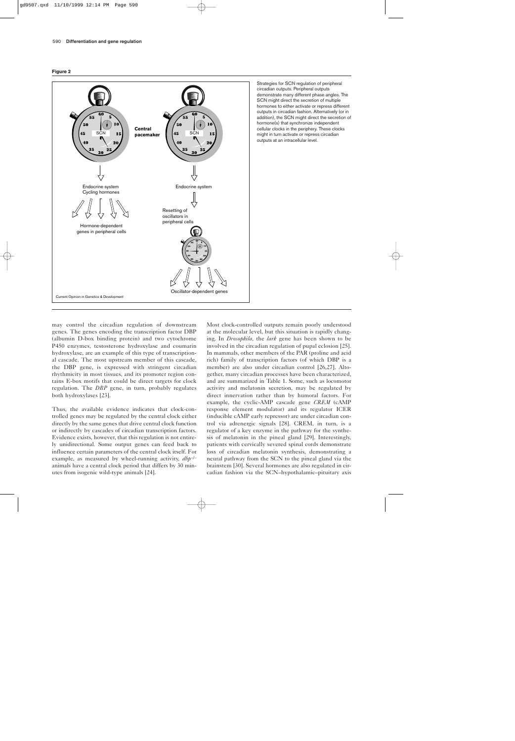**Figure 2**

Strategies for SCN regulation of peripheral circadian outputs. Peripheral outputs demonstrate many different phase angles. The SCN might direct the secretion of multiple hormones to either activate or repress different outputs in circadian fashion. Alternatively (or in addition), the SCN might direct the secretion of hormone(s) that synchronize independent cellular clocks in the periphery. These clocks might in turn activate or repress circadian outputs at an intracellular level.

may control the circadian regulation of downstream genes. The genes encoding the transcription factor DBP (albumin D-box binding protein) and two cytochrome P450 enzymes, testosterone hydroxylase and coumarin hydroxylase, are an example of this type of transcriptional cascade. The most upstream member of this cascade, the DBP gene, is expressed with stringent circadian rhythmicity in most tissues, and its promoter region contains E-box motifs that could be direct targets for clock regulation. The *DBP* gene, in turn, probably regulates both hydroxylases [23].

Thus, the available evidence indicates that clock-controlled genes may be regulated by the central clock either directly by the same genes that drive central clock function or indirectly by cascades of circadian transcription factors. Evidence exists, however, that this regulation is not entirely unidirectional. Some output genes can feed back to influence certain parameters of the central clock itself. For example, as measured by wheel-running activity, $dbp^{-/-}$ animals have a central clock period that differs by 30 minutes from isogenic wild-type animals [24].

Most clock-controlled outputs remain poorly understood at the molecular level, but this situation is rapidly changing. In *Drosophila*, the *lark* gene has been shown to be involved in the circadian regulation of pupal eclosion [25]. In mammals, other members of the PAR (proline and acid rich) family of transcription factors (of which DBP is a member) are also under circadian control [26,27]. Altogether, many circadian processes have been characterized, and are summarized in Table 1. Some, such as locomotor activity and melatonin secretion, may be regulated by direct innervation rather than by humoral factors. For example, the cyclic-AMP cascade gene *CREM* (cAMP response element modulator) and its regulator ICER (inducible cAMP early repressor) are under circadian control via adrenergic signals [28]. CREM, in turn, is a regulator of a key enzyme in the pathway for the synthesis of melatonin in the pineal gland [29]. Interestingly, patients with cervically severed spinal cords demonstrate loss of circadian melatonin synthesis, demonstrating a neural pathway from the SCN to the pineal gland via the brainstem [30]. Several hormones are also regulated in circadian fashion via the SCN–hypothalamic–pituitary axis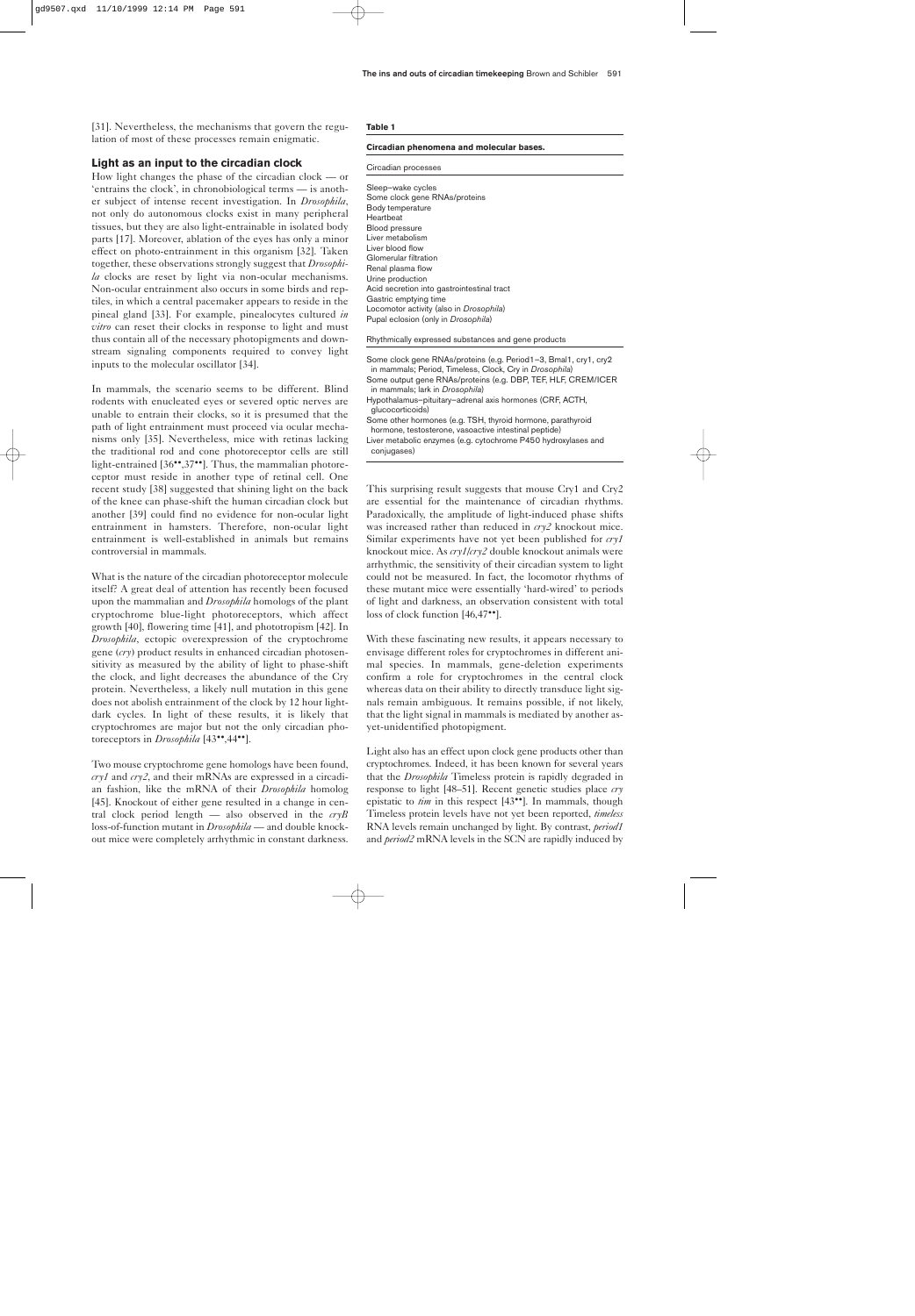[31]. Nevertheless, the mechanisms that govern the regulation of most of these processes remain enigmatic.

## Light as an input to the circadian clock

How light changes the phase of the circadian clock — or 'entrains the clock', in chronobiological terms — is another subject of intense recent investigation. In *Drosophila*, not only do autonomous clocks exist in many peripheral tissues, but they are also light-entrainable in isolated body parts [17]. Moreover, ablation of the eyes has only a minor effect on photo-entrainment in this organism [32]. Taken together, these observations strongly suggest that *Drosophila* clocks are reset by light via non-ocular mechanisms. Non-ocular entrainment also occurs in some birds and reptiles, in which a central pacemaker appears to reside in the pineal gland [33]. For example, pinealocytes cultured *in vitro* can reset their clocks in response to light and must thus contain all of the necessary photopigments and downstream signaling components required to convey light inputs to the molecular oscillator [34].

In mammals, the scenario seems to be different. Blind rodents with enucleated eyes or severed optic nerves are unable to entrain their clocks, so it is presumed that the path of light entrainment must proceed via ocular mechanisms only [35]. Nevertheless, mice with retinas lacking the traditional rod and cone photoreceptor cells are still light-entrained [36••,37••]. Thus, the mammalian photoreceptor must reside in another type of retinal cell. One recent study [38] suggested that shining light on the back of the knee can phase-shift the human circadian clock but another [39] could find no evidence for non-ocular light entrainment in hamsters. Therefore, non-ocular light entrainment is well-established in animals but remains controversial in mammals.

What is the nature of the circadian photoreceptor molecule itself? A great deal of attention has recently been focused upon the mammalian and *Drosophila* homologs of the plant cryptochrome blue-light photoreceptors, which affect growth [40], flowering time [41], and phototropism [42]. In *Drosophila*, ectopic overexpression of the cryptochrome gene (*cry*) product results in enhanced circadian photosensitivity as measured by the ability of light to phase-shift the clock, and light decreases the abundance of the Cry protein. Nevertheless, a likely null mutation in this gene does not abolish entrainment of the clock by 12 hour light-dark cycles. In light of these results, it is likely that cryptochromes are major but not the only circadian photoreceptors in *Drosophila* [43••,44••].

Two mouse cryptochrome gene homologs have been found, *cry1* and *cry2*, and their mRNAs are expressed in a circadian fashion, like the mRNA of their *Drosophila* homolog [45]. Knockout of either gene resulted in a change in central clock period length — also observed in the *cryB* loss-of-function mutant in *Drosophila* — and double knockout mice were completely arrhythmic in constant darkness. This surprising result suggests that mouse Cry1 and Cry2 are essential for the maintenance of circadian rhythms. Paradoxically, the amplitude of light-induced phase shifts was increased rather than reduced in *cry2* knockout mice. Similar experiments have not yet been published for *cry1* knockout mice. As *cry1*/*cry2* double knockout animals were arrhythmic, the sensitivity of their circadian system to light could not be measured. In fact, the locomotor rhythms of these mutant mice were essentially 'hard-wired' to periods of light and darkness, an observation consistent with total loss of clock function [46,47••].

With these fascinating new results, it appears necessary to envisage different roles for cryptochromes in different animal species. In mammals, gene-deletion experiments confirm a role for cryptochromes in the central clock whereas data on their ability to directly transduce light signals remain ambiguous. It remains possible, if not likely, that the light signal in mammals is mediated by another as-yet-unidentified photopigment.

Light also has an effect upon clock gene products other than cryptochromes. Indeed, it has been known for several years that the *Drosophila* Timeless protein is rapidly degraded in response to light [48–51]. Recent genetic studies place *cry* epistatic to *tim* in this respect [43••]. In mammals, though Timeless protein levels have not yet been reported, *timeless* RNA levels remain unchanged by light. By contrast, *period1* and *period2* mRNA levels in the SCN are rapidly induced by

**Table 1**

**Circadian phenomena and molecular bases.**

| Circadian processes |
|---|
| Sleep–wake cycles |
| Some clock gene RNAs/proteins |
| Body temperature |
| Heartbeat |
| Blood pressure |
| Liver metabolism |
| Liver blood flow |
| Glomerular filtration |
| Renal plasma flow |
| Urine production |
| Acid secretion into gastrointestinal tract |
| Gastric emptying time |
| Locomotor activity (also in *Drosophila*) |
| Pupal eclosion (only in *Drosophila*) |
| **Rhythmically expressed substances and gene products** |
| Some clock gene RNAs/proteins (e.g. Period1–3, Bmal1, cry1, cry2 in mammals; Period, Timeless, Clock, Cry in *Drosophila*) |
| Some output gene RNAs/proteins (e.g. DBP, TEF, HLF, CREM/ICER in mammals; lark in *Drosophila*) |
| Hypothalamus–pituitary–adrenal axis hormones (CRF, ACTH, glucocorticoids) |
| Some other hormones (e.g. TSH, thyroid hormone, parathyroid hormone, testosterone, vasoactive intestinal peptide) |
| Liver metabolic enzymes (e.g. cytochrome P450 hydroxylases and conjugases) |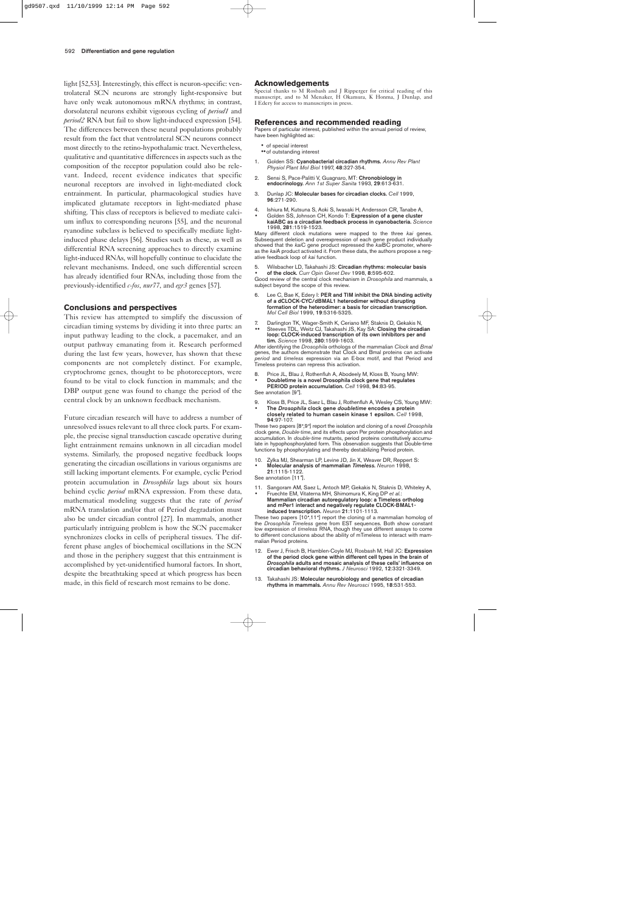light [52,53]. Interestingly, this effect is neuron-specific: ventrolateral SCN neurons are strongly light-responsive but have only weak autonomous mRNA rhythms; in contrast, dorsolateral neurons exhibit vigorous cycling of *period1* and *period2* RNA but fail to show light-induced expression [54]. The differences between these neural populations probably result from the fact that ventrolateral SCN neurons connect most directly to the retino-hypothalamic tract. Nevertheless, qualitative and quantitative differences in aspects such as the composition of the receptor population could also be relevant. Indeed, recent evidence indicates that specific neuronal receptors are involved in light-mediated clock entrainment. In particular, pharmacological studies have implicated glutamate receptors in light-mediated phase shifting. This class of receptors is believed to mediate calcium influx to corresponding neurons [55], and the neuronal ryanodine subclass is believed to specifically mediate light-induced phase delays [56]. Studies such as these, as well as differential RNA screening approaches to directly examine light-induced RNAs, will hopefully continue to elucidate the relevant mechanisms. Indeed, one such differential screen has already identified four RNAs, including those from the previously-identified *c-fos*, *nur77*, and *egr3* genes [57].

## Conclusions and perspectives

This review has attempted to simplify the discussion of circadian timing systems by dividing it into three parts: an input pathway leading to the clock, a pacemaker, and an output pathway emanating from it. Research performed during the last few years, however, has shown that these components are not completely distinct. For example, cryptochrome genes, thought to be photoreceptors, were found to be vital to clock function in mammals; and the DBP output gene was found to change the period of the central clock by an unknown feedback mechanism.

Future circadian research will have to address a number of unresolved issues relevant to all three clock parts. For example, the precise signal transduction cascade operative during light entrainment remains unknown in all circadian model systems. Similarly, the proposed negative feedback loops generating the circadian oscillations in various organisms are still lacking important elements. For example, cyclic Period protein accumulation in *Drosophila* lags about six hours behind cyclic *period* mRNA expression. From these data, mathematical modeling suggests that the rate of *period* mRNA translation and/or that of Period degradation must also be under circadian control [27]. In mammals, another particularly intriguing problem is how the SCN pacemaker synchronizes clocks in cells of peripheral tissues. The different phase angles of biochemical oscillations in the SCN and those in the periphery suggest that this entrainment is accomplished by yet-unidentified humoral factors. In short, despite the breathtaking speed at which progress has been made, in this field of research most remains to be done.

## Acknowledgements

Special thanks to M Rosbash and J Ripperger for critical reading of this manuscript, and to M Menaker, H Okamura, K Honma, J Dunlap, and I Edery for access to manuscripts in press.

## References and recommended reading

Papers of particular interest, published within the annual period of review, have been highlighted as:

- • of special interest
- •• of outstanding interest

1. Golden SS: **Cyanobacterial circadian rhythms.** *Annu Rev Plant Physiol Plant Mol Biol* 1997, **48**:327-354.

2. Sensi S, Pace-Palitti V, Guagnaro, MT: **Chronobiology in endocrinology.** *Ann 1st Super Sanita* 1993, **29**:613-631.

3. Dunlap JC: **Molecular bases for circadian clocks.** *Cell* 1999, **96**:271-290.

4. • Ishiura M, Kutsuna S, Aoki S, Iwasaki H, Andersson CR, Tanabe A, Golden SS, Johnson CH, Kondo T: **Expression of a gene cluster kaiABC as a circadian feedback process in cyanobacteria.** *Science* 1998, **281**:1519-1523.
Many different clock mutations were mapped to the three *kai* genes. Subsequent deletion and overexpression of each gene product individually showed that the *kai*C gene product repressed the *kai*BC promoter, whereas the *kai*A product activated it. From these data, the authors propose a negative feedback loop of *kai* function.

5. • Wilsbacher LD, Takahashi JS: **Circadian rhythms: molecular basis of the clock.** *Curr Opin Genet Dev* 1998, **8**:595-602.
Good review of the central clock mechanism in *Drosophila* and mammals, a subject beyond the scope of this review.

6. Lee C, Bae K, Edery I: **PER and TIM inhibit the DNA binding activity of a dCLOCK-CYC/dBMAL1 heterodimer without disrupting formation of the heterodimer: a basis for circadian transcription.** *Mol Cell Biol* 1999, **19**:5316-5325.

7. •• Darlington TK, Wager-Smith K, Ceriano MF, Staknis D, Gekakis N, Steeves TDL, Weitz CJ, Takahashi JS, Kay SA: **Closing the circadian loop: CLOCK-induced transcription of its own inhibitors per and tim.** *Science* 1998, **280**:1599-1603.
After identifying the *Drosophila* orthologs of the mammalian *Clock* and *Bmal* genes, the authors demonstrate that Clock and Bmal proteins can activate *period* and *timeless* expression via an E-box motif, and that Period and Timeless proteins can repress this activation.

8. • Price JL, Blau J, Rothenfluh A, Abodeely M, Kloss B, Young MW: **Doubletime is a novel Drosophila clock gene that regulates PERIOD protein accumulation.** *Cell* 1998, **94**:83-95.
See annotation [9•].

9. • Kloss B, Price JL, Saez L, Blau J, Rothenfluh A, Wesley CS, Young MW: **The *Drosophila* clock gene *doubletime* encodes a protein closely related to human casein kinase 1 epsilon.** *Cell* 1998, **94**:97-107.
These two papers [8•,9•] report the isolation and cloning of a novel *Drosophila* clock gene, *Double-time*, and its effects upon Per protein phosphorylation and accumulation. In *double-time* mutants, period proteins constitutively accumulate in hypophosphorylated form. This observation suggests that Double-time functions by phosphorylating and thereby destabilizing Period protein.

10. • Zylka MJ, Shearman LP, Levine JD, Jin X, Weaver DR, Reppert S: **Molecular analysis of mammalian *Timeless*.** *Neuron* 1998, **21**:1115-1122.
See annotation [11•].

11. • Sangoram AM, Saez L, Antoch MP, Gekakis N, Staknis D, Whiteley A, Fruechte EM, Vitaterna MH, Shimomura K, King DP *et al.*: **Mammalian circadian autoregulatory loop: a Timeless ortholog and mPer1 interact and negatively regulate CLOCK-BMAL1-induced transcription.** *Neuron* **21**:1101-1113.
These two papers [10•,11•] report the cloning of a mammalian homolog of the *Drosophila Timeless* gene from EST sequences. Both show constant low expression of *timeless* RNA, though they use different assays to come to different conclusions about the ability of mTimeless to interact with mammalian Period proteins.

12. Ewer J, Frisch B, Hamblen-Coyle MJ, Rosbash M, Hall JC: **Expression of the period clock gene within different cell types in the brain of *Drosophila* adults and mosaic analysis of these cells' influence on circadian behavioral rhythms.** *J Neurosci* 1992, **12**:3321-3349.

13. Takahashi JS: **Molecular neurobiology and genetics of circadian rhythms in mammals.** *Annu Rev Neurosci* 1995, **18**:531-553.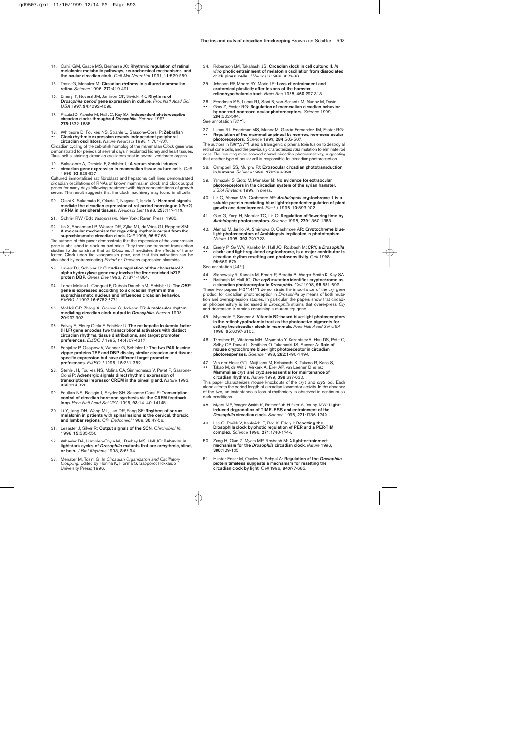14. Cahill GM, Grace MS, Besharse JC: **Rhythmic regulation of retinal melatonin: metabolic pathways, neurochemical mechanisms, and the ocular circadian clock.** *Cell Mol Neurobiol* 1991, **11**:529-559.

15. Tosini G, Menaker M: **Circadian rhythms in cultured mammalian retina.** *Science* 1996, **272**:419-421.

16. Emery IF, Noveral JM, Jamison CF, Siwicki KK: **Rhythms of *Drosophila period* gene expression in culture.** *Proc Natl Acad Sci USA* 1997, **94**:4092-4096.

17. Plautz JD, Kaneko M, Hall JC, Kay SA: **Independent photoreceptive circadian clocks throughout *Drosophila*.** *Science* 1997, **278**:1632-1635.

18. •• Whitmore D, Foulkes NS, Strahle U, Sassone-Corsi P: **Zebrafish Clock rhythmic expression reveals independent peripheral circadian oscillators.** *Nature Neurosci* 1998, **1**:701-707.

Circadian cycling of the zebrafish homolog of the mammalian *Clock* gene was demonstrated for periods of several days in explanted kidney and heart tissues. Thus, self-sustaining circadian oscillators exist in several vertebrate organs.

19. •• Balsalobre A, Damiola F, Schibler U: **A serum shock induces circadian gene expression in mammalian tissue culture cells.** *Cell* 1998, **93**:929-937.

Cultured immortalized rat fibroblast and hepatoma cell lines demonstrated circadian oscillations of RNAs of known mammalian clock and clock output genes for many days following treatment with high concentrations of growth serum. This result suggests that the clock machinery may found in all cells.

20. Oishi K, Sakamoto K, Okada T, Nagase T, Ishida N: **Homoral signals mediate the circadian expression of rat period homologue (rPer2) mRNA in peripheral tissues.** *Neurosci Lett* 1998, **256**:117-119.

21. Schrier RW (Ed): *Vasopressin*. New York: Raven Press; 1985.

22. •• Jin X, Shearman LP, Weaver DR, Zylka MJ, de Vries GJ, Reppert SM: **A molecular mechanism for regulating rhythmic output from the suprachiasmatic circadian clock.** *Cell* 1999, **96**:57-68.

The authors of this paper demonstrate that the expression of the vasopressin gene is abolished in clock mutant mice. They then use transient transfection studies to demonstrate that an E-box motif mediates the effects of transfected Clock upon the vasopressin gene, and that this activation can be abolished by cotransfecting *Period* or *Timeless* expression plasmids.

23. Lavery DJ, Schibler U: **Circadian regulation of the cholesterol 7 alpha hydroxylase gene may involve the liver-enriched bZIP protein DBP.** *Genes Dev* 1993, **7**:1871-1884.

24. Lopez-Molina L, Conquet F, Dubois-Dauphin M, Schibler U: **The *DBP* gene is expressed according to a circadian rhythm in the suprachiasmatic nucleus and influences circadian behavior.** *EMBO J* 1997, **16**:6762-6771.

25. McNeil GP, Zhang X, Genova G, Jackson FR: **A molecular rhythm mediating circadian clock output in *Drosophila*.** *Neuron* 1998, **20**:297-303.

26. Falvey E, Fleury-Olela F, Schibler U: **The rat hepatic leukemia factor (HLF) gene encodes two transcriptional activators with distinct circadian rhythms, tissue distributions, and target promoter preferences.** *EMBO J* 1995, **14**:4307-4317.

27. Fonjallez P, Ossipow V, Wanner G, Schibler U: **The two PAR leucine zipper proteins TEF and DBP display similar circadian and tissue-specific expression but have different target promoter preferences.** *EMBO J* 1996, **15**:351-362.

28. Stehle JH, Foulkes NS, Molina CA, Simmoneaux V, Pevet P, Sassone-Corsi P: **Adrenergic signals direct rhythmic expression of transcriptional repressor CREM in the pineal gland.** *Nature* 1993, **365**:314-320.

29. Foulkes NS, Borjigin J, Snyder SH, Sassone-Corsi P: **Transcription control of circadian hormone synthesis via the CREM feedback loop.** *Proc Natl Acad Sci USA* 1996, **93**:14140-14145.

30. Li Y, Jiang DH, Wang ML, Jiao DR, Pang SF: **Rhythms of serum melatonin in patients with spinal lesions at the cervical, thoracic, and lumbar regions.** *Clin Endocrinol* 1989, **30**:47-56.

31. Lesauter J, Silver R: **Output signals of the SCN.** *Chronobiol Int* 1998, **15**:535-550.

32. Wheeler DA, Hamblen-Coyle MJ, Dushay MS, Hall JC: **Behavior in light-dark cycles of *Drosophila* mutants that are arrhythmic, blind, or both.** *J Biol Rhythms* 1993, **8**:67-94.

33. Menaker M, Tosini G: In *Circadian Organization and Oscillatory Coupling*. Edited by Honma K, Honma S. Sapporo: Hokkaido University Press; 1996.

34. Robertson LM, Takahashi JS: **Circadian clock in cell culture: II. *In vitro* photic entrainment of melatonin oscillation from dissociated chick pineal cells.** *J Neurosci* 1988, **8**:22-30.

35. Johnson RF, Moore RY, Morin LP: **Loss of entrainment and anatomical plasticity after lesions of the hamster retinohypothalamic tract.** *Brain Res* 1988, **460**:297-313.

36. •• Freedman MS, Lucas RJ, Soni B, von Schantz M, Munoz M, David Gray Z, Foster RG: **Regulation of mammalian circadian behavior by non-rod, non-cone ocular photoreceptors.** *Science* 1999, **284**:502-504.

See annotation [37••].

37. •• Lucas RJ, Freedman MS, Munoz M, Garcia-Fernandez JM, Foster RG: **Regulation of the mammalian pineal by non-rod, non-cone ocular photoreceptors.** *Science* 1999, **284**:505-507.

The authors in [36••,37••] used a transgenic diptheria toxin fusion to destroy all retinal cone cells, and the previously characterized *rdta* mutation to eliminate rod cells. The resulting mice showed normal circadian photosensitivity, suggesting that another type of ocular cell is responsible for circadian photoreception.

38. Campbell SS, Murphy PJ: **Extraocular circadian phototransduction in humans.** *Science* 1998, **279**:396-399.

39. Yamazaki S, Goto M, Menaker M: **No evidence for extraocular photoreceptors in the circadian system of the syrian hamster.** *J Biol Rhythms* 1999, in press.

40. Lin C, Ahmad MA, Cashmore AR: ***Arabidopsis* cryptochrome 1 is a soluble protein mediating blue light-dependent regulation of plant growth and development.** *Plant J* 1996, **10**:893-902.

41. Guo G, Yang H, Mockler TC, Lin C: **Regulation of flowering time by *Arabidopsis* photoreceptors.** *Science* 1998, **279**:1360-1363.

42. Ahmad M, Jarillo JA, Smirnova O, Cashmore AR: **Cryptochrome blue-light photoreceptors of Arabidopsis implicated in phototropism.** *Nature* 1998, **393**:720-723.

43. •• Emery P, So WV, Kaneko M, Hall JC, Rosbash M: **CRY, a *Drosophila* clock- and light-regulated cryptochrome, is a major contributor to circadian rhythm resetting and photosensitivity.** *Cell* 1998 **95**:669-679.

See annotation [44••].

44. •• Stanewsky R, Kaneko M, Emery P, Beretta B, Wager-Smith K, Kay SA, Rosbash M, Hall JC: ***The cryB* mutation identifies cryptochrome as a circadian photoreceptor in *Drosophila*.** *Cell* 1998, **95**:681-692.

These two papers [43••,44••] demonstrate the importance of the *cry* gene product for circadian photoreception in *Drosophila* by means of both mutation and overexpression studies. In particular, the papers show that circadian photosensitvity is increased in *Drosophila* strains that overexpress *Cry* and decreased in strains containing a mutant *cry* gene.

45. Miyamoto Y, Sancar A: **Vitamin B2-based blue-light photoreceptors in the retinohypothalamic tract as the photoactive pigments for setting the circadian clock in mammals.** *Proc Natl Acad Sci USA* 1998, **95**:6097-6102.

46. Thresher RJ, Vitaterna MH, Miyamoto Y, Kazantsev A, Hsu DS, Petit C, Selby CP, Dawut L, Smithies O, Takahashi JS, Sancar A: **Role of mouse cryptochrome blue-light photoreceptor in circadian photoresponses.** *Science* 1998, **282**:1490-1494.

47. •• Van der Horst GTJ, Muijtjiens M, Kobayashi K, Takano R, Kano S, Takao M, de Wit J, Verkerk A, Eker AP, van Leenen D *et al.*: **Mammalian *cry1* and *cry2* are essential for maintenance of circadian rhythms.** *Nature* 1999, **398**:627-630.

This paper characterizes mouse knockouts of the *cry1* and *cry2* loci. Each alone affects the period length of circadian locomotor activity. In the absence of the two, an instantaneous loss of rhythmicity is observed in continuously dark conditions.

48. Myers MP, Wager-Smith K, Rothenfluh-Hilfiker A, Young MW: **Light-induced degradation of TIMELESS and entrainment of the *Drosophila* circadian clock.** *Science* 1996, **271**:1736-1740.

49. Lee C, Parikh V, Itsukaichi T, Bae K, Edery I: **Resetting the Drosophila clock by photic regulation of PER and a PER-TIM complex.** *Science* 1996, **271**:1740-1744.

50. Zeng H, Qian Z, Myers MP, Rosbash M: **A light-entrainment mechanism for the *Drosophila* circadian clock.** *Nature* 1996, **380**:129-135.

51. Hunter-Ensor M, Ousley A, Sehgal A: **Regulation of the *Drosophila* protein timeless suggests a mechanism for resetting the circadian clock by light.** *Cell* 1996, **84**:677-685.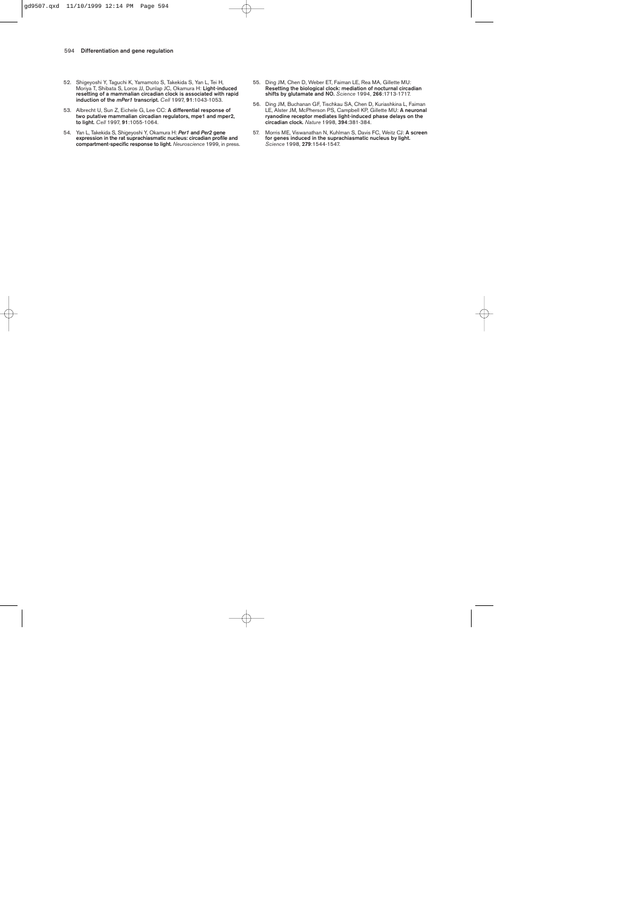52. Shigeyoshi Y, Taguchi K, Yamamoto S, Takekida S, Yan L, Tei H, Moriya T, Shibata S, Loros JJ, Dunlap JC, Okamura H: **Light-induced resetting of a mammalian circadian clock is associated with rapid induction of the *mPer1* transcript.** *Cell* 1997, **91**:1043-1053.

53. Albrecht U, Sun Z, Eichele G, Lee CC: **A differential response of two putative mammalian circadian regulators, mpe1 and mper2, to light.** *Cell* 1997, **91**:1055-1064.

54. Yan L, Takekida S, Shigeyoshi Y, Okamura H: ***Per1* and *Per2* gene expression in the rat suprachiasmatic nucleus: circadian profile and compartment-specific response to light.** *Neuroscience* 1999, in press.

55. Ding JM, Chen D, Weber ET, Faiman LE, Rea MA, Gillette MU: **Resetting the biological clock: mediation of nocturnal circadian shifts by glutamate and NO.** *Science* 1994, **266**:1713-1717.

56. Ding JM, Buchanan GF, Tischkau SA, Chen D, Kuriashkina L, Faiman LE, Alster JM, McPherson PS, Campbell KP, Gillette MU: **A neuronal ryanodine receptor mediates light-induced phase delays on the circadian clock.** *Nature* 1998, **394**:381-384.

57. Morris ME, Viswanathan N, Kuhlman S, Davis FC, Weitz CJ: **A screen for genes induced in the suprachiasmatic nucleus by light.** *Science* 1998, **279**:1544-1547.